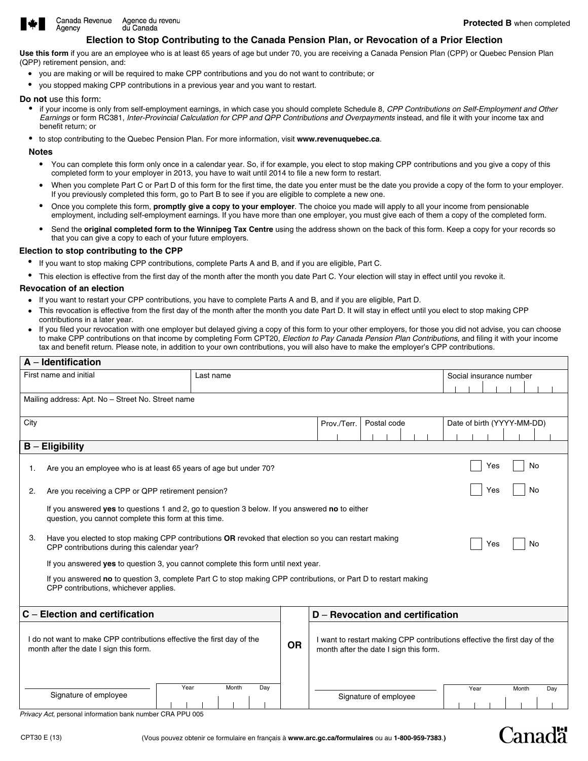Canada Revenue Agency / Agence du revenu du Canada

**Protected B** when completed

# Election to Stop Contributing to the Canada Pension Plan, or Revocation of a Prior Election

**Use this form** if you are an employee who is at least 65 years of age but under 70, you are receiving a Canada Pension Plan (CPP) or Quebec Pension Plan (QPP) retirement pension, and:

- you are making or will be required to make CPP contributions and you do not want to contribute; or
- you stopped making CPP contributions in a previous year and you want to restart.

**Do not** use this form:

- if your income is only from self-employment earnings, in which case you should complete Schedule 8, *CPP Contributions on Self-Employment and Other Earnings* or form RC381, *Inter-Provincial Calculation for CPP and QPP Contributions and Overpayments* instead, and file it with your income tax and benefit return; or
- to stop contributing to the Quebec Pension Plan. For more information, visit **www.revenuquebec.ca**.

### Notes

- You can complete this form only once in a calendar year. So, if for example, you elect to stop making CPP contributions and you give a copy of this completed form to your employer in 2013, you have to wait until 2014 to file a new form to restart.
- When you complete Part C or Part D of this form for the first time, the date you enter must be the date you provide a copy of the form to your employer. If you previously completed this form, go to Part B to see if you are eligible to complete a new one.
- Once you complete this form, **promptly give a copy to your employer**. The choice you made will apply to all your income from pensionable employment, including self-employment earnings. If you have more than one employer, you must give each of them a copy of the completed form.
- Send the **original completed form to the Winnipeg Tax Centre** using the address shown on the back of this form. Keep a copy for your records so that you can give a copy to each of your future employers.

### Election to stop contributing to the CPP

- If you want to stop making CPP contributions, complete Parts A and B, and if you are eligible, Part C.
- This election is effective from the first day of the month after the month you date Part C. Your election will stay in effect until you revoke it.

### Revocation of an election

- If you want to restart your CPP contributions, you have to complete Parts A and B, and if you are eligible, Part D.
- This revocation is effective from the first day of the month after the month you date Part D. It will stay in effect until you elect to stop making CPP contributions in a later year.
- If you filed your revocation with one employer but delayed giving a copy of this form to your other employers, for those you did not advise, you can choose to make CPP contributions on that income by completing Form CPT20, *Election to Pay Canada Pension Plan Contributions*, and filing it with your income tax and benefit return. Please note, in addition to your own contributions, you will also have to make the employer's CPP contributions.

## A – Identification

| First name and initial | Last name | | | Social insurance number |
|---|---|---|---|---|
| Mailing address: Apt. No – Street No. Street name | | | | |
| City | | Prov./Terr. | Postal code | Date of birth (YYYY-MM-DD) |

## B – Eligibility

1. Are you an employee who is at least 65 years of age but under 70? ☐ Yes ☐ No

2. Are you receiving a CPP or QPP retirement pension? ☐ Yes ☐ No

   If you answered **yes** to questions 1 and 2, go to question 3 below. If you answered **no** to either question, you cannot complete this form at this time.

3. Have you elected to stop making CPP contributions **OR** revoked that election so you can restart making CPP contributions during this calendar year? ☐ Yes ☐ No

   If you answered **yes** to question 3, you cannot complete this form until next year.

   If you answered **no** to question 3, complete Part C to stop making CPP contributions, or Part D to restart making CPP contributions, whichever applies.

| C – Election and certification | | D – Revocation and certification |
|---|---|---|
| I do not want to make CPP contributions effective the first day of the month after the date I sign this form. | **OR** | I want to restart making CPP contributions effective the first day of the month after the date I sign this form. |
| Signature of employee — Year / Month / Day | | Signature of employee — Year / Month / Day |

*Privacy Act*, personal information bank number CRA PPU 005

CPT30 E (13)

(Vous pouvez obtenir ce formulaire en français à **www.arc.gc.ca/formulaires** ou au **1-800-959-7383**.)

Canada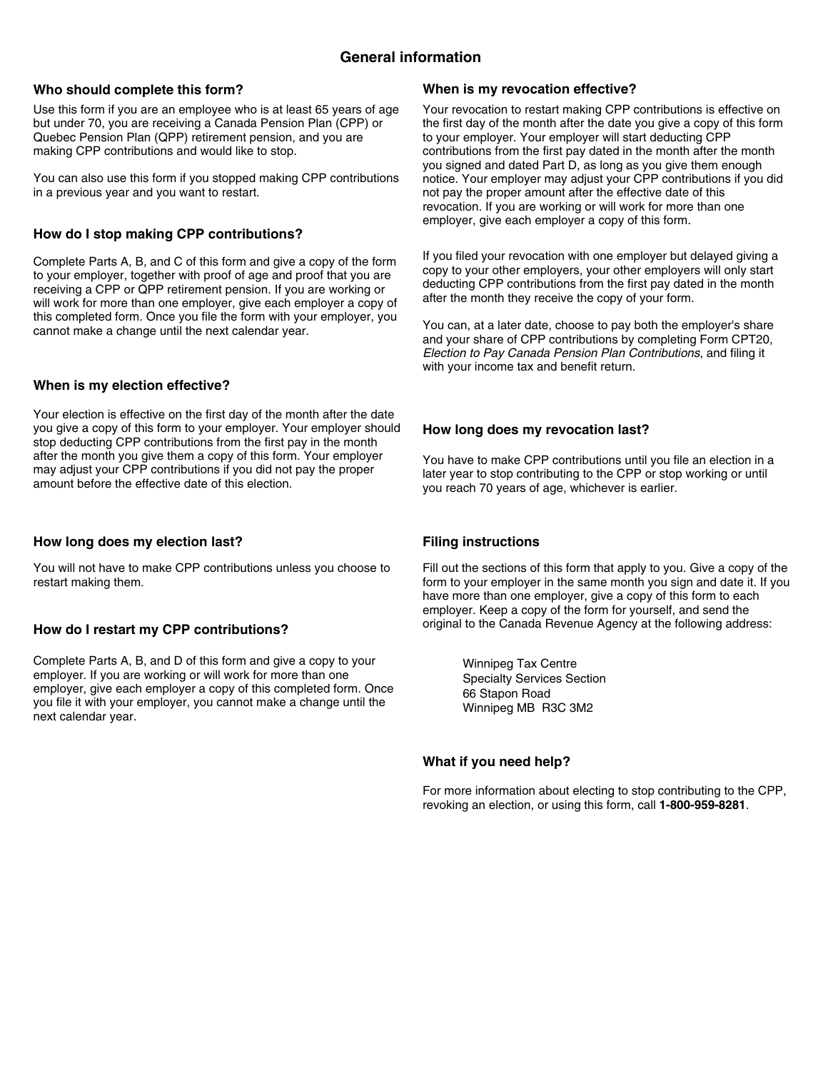# General information

## Who should complete this form?

Use this form if you are an employee who is at least 65 years of age but under 70, you are receiving a Canada Pension Plan (CPP) or Quebec Pension Plan (QPP) retirement pension, and you are making CPP contributions and would like to stop.

You can also use this form if you stopped making CPP contributions in a previous year and you want to restart.

## How do I stop making CPP contributions?

Complete Parts A, B, and C of this form and give a copy of the form to your employer, together with proof of age and proof that you are receiving a CPP or QPP retirement pension. If you are working or will work for more than one employer, give each employer a copy of this completed form. Once you file the form with your employer, you cannot make a change until the next calendar year.

## When is my election effective?

Your election is effective on the first day of the month after the date you give a copy of this form to your employer. Your employer should stop deducting CPP contributions from the first pay in the month after the month you give them a copy of this form. Your employer may adjust your CPP contributions if you did not pay the proper amount before the effective date of this election.

## How long does my election last?

You will not have to make CPP contributions unless you choose to restart making them.

## How do I restart my CPP contributions?

Complete Parts A, B, and D of this form and give a copy to your employer. If you are working or will work for more than one employer, give each employer a copy of this completed form. Once you file it with your employer, you cannot make a change until the next calendar year.

## When is my revocation effective?

Your revocation to restart making CPP contributions is effective on the first day of the month after the date you give a copy of this form to your employer. Your employer will start deducting CPP contributions from the first pay dated in the month after the month you signed and dated Part D, as long as you give them enough notice. Your employer may adjust your CPP contributions if you did not pay the proper amount after the effective date of this revocation. If you are working or will work for more than one employer, give each employer a copy of this form.

If you filed your revocation with one employer but delayed giving a copy to your other employers, your other employers will only start deducting CPP contributions from the first pay dated in the month after the month they receive the copy of your form.

You can, at a later date, choose to pay both the employer's share and your share of CPP contributions by completing Form CPT20, *Election to Pay Canada Pension Plan Contributions*, and filing it with your income tax and benefit return.

## How long does my revocation last?

You have to make CPP contributions until you file an election in a later year to stop contributing to the CPP or stop working or until you reach 70 years of age, whichever is earlier.

## Filing instructions

Fill out the sections of this form that apply to you. Give a copy of the form to your employer in the same month you sign and date it. If you have more than one employer, give a copy of this form to each employer. Keep a copy of the form for yourself, and send the original to the Canada Revenue Agency at the following address:

Winnipeg Tax Centre
Specialty Services Section
66 Stapon Road
Winnipeg MB R3C 3M2

## What if you need help?

For more information about electing to stop contributing to the CPP, revoking an election, or using this form, call **1-800-959-8281**.